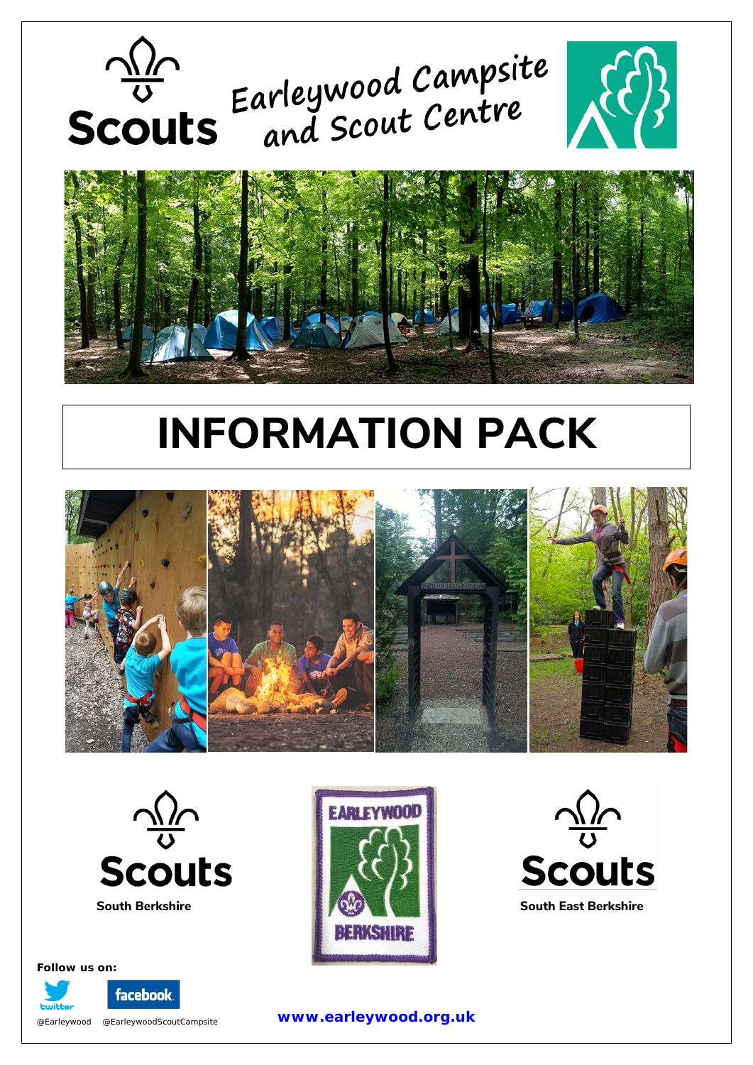Scouts

# Earleywood Campsite and Scout Centre

# INFORMATION PACK

Scouts
South Berkshire

Scouts
South East Berkshire

**Follow us on:**

@Earleywood @EarleywoodScoutCampsite

**www.earleywood.org.uk**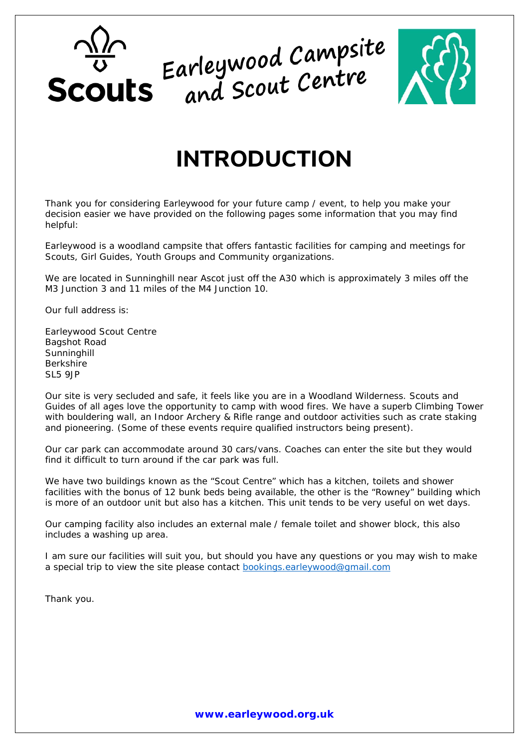Scouts — Earleywood Campsite and Scout Centre

# INTRODUCTION

Thank you for considering Earleywood for your future camp / event, to help you make your decision easier we have provided on the following pages some information that you may find helpful:

Earleywood is a woodland campsite that offers fantastic facilities for camping and meetings for Scouts, Girl Guides, Youth Groups and Community organizations.

We are located in Sunninghill near Ascot just off the A30 which is approximately 3 miles off the M3 Junction 3 and 11 miles of the M4 Junction 10.

Our full address is:

Earleywood Scout Centre
Bagshot Road
Sunninghill
Berkshire
SL5 9JP

Our site is very secluded and safe, it feels like you are in a Woodland Wilderness. Scouts and Guides of all ages love the opportunity to camp with wood fires. We have a superb Climbing Tower with bouldering wall, an Indoor Archery & Rifle range and outdoor activities such as crate staking and pioneering. (Some of these events require qualified instructors being present).

Our car park can accommodate around 30 cars/vans. Coaches can enter the site but they would find it difficult to turn around if the car park was full.

We have two buildings known as the "Scout Centre" which has a kitchen, toilets and shower facilities with the bonus of 12 bunk beds being available, the other is the "Rowney" building which is more of an outdoor unit but also has a kitchen. This unit tends to be very useful on wet days.

Our camping facility also includes an external male / female toilet and shower block, this also includes a washing up area.

I am sure our facilities will suit you, but should you have any questions or you may wish to make a special trip to view the site please contact bookings.earleywood@gmail.com

Thank you.

**www.earleywood.org.uk**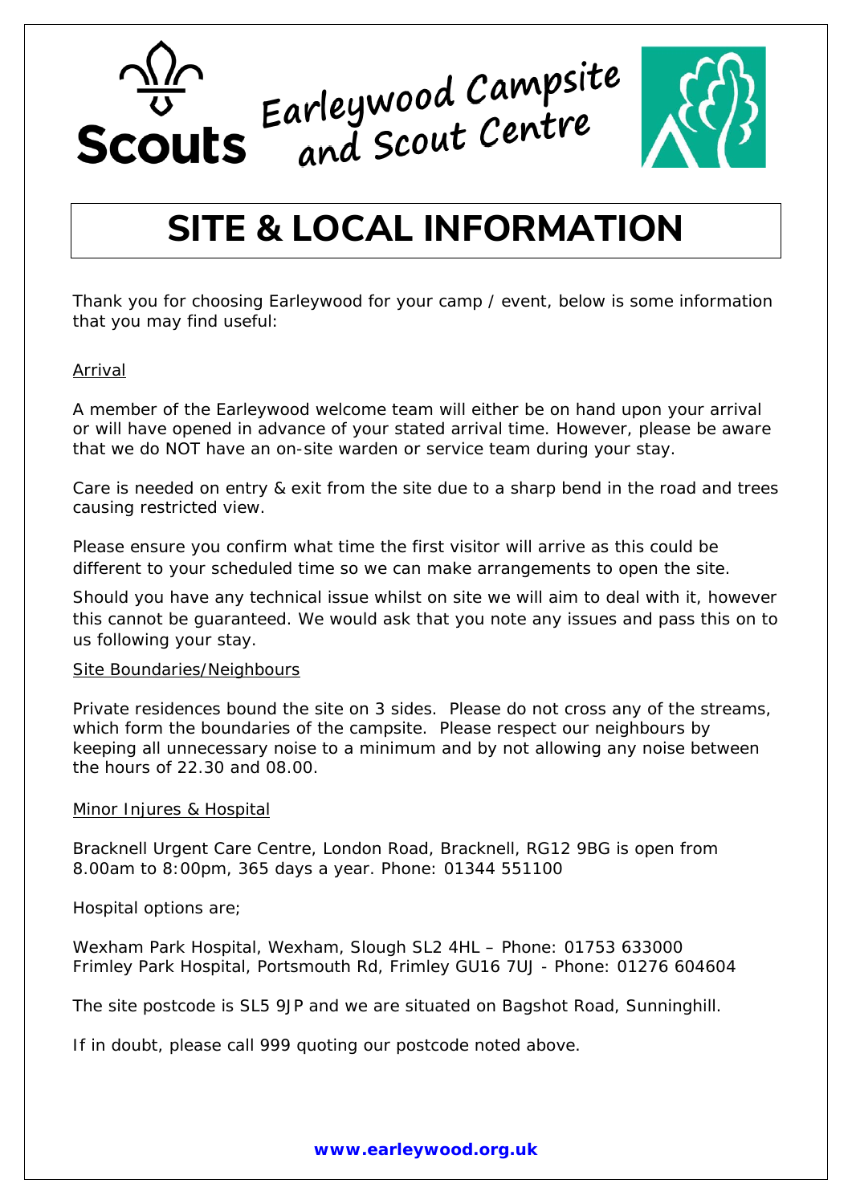Scouts

Earleywood Campsite and Scout Centre

# SITE & LOCAL INFORMATION

Thank you for choosing Earleywood for your camp / event, below is some information that you may find useful:

## Arrival

A member of the Earleywood welcome team will either be on hand upon your arrival or will have opened in advance of your stated arrival time. However, please be aware that we do NOT have an on-site warden or service team during your stay.

Care is needed on entry & exit from the site due to a sharp bend in the road and trees causing restricted view.

Please ensure you confirm what time the first visitor will arrive as this could be different to your scheduled time so we can make arrangements to open the site.

Should you have any technical issue whilst on site we will aim to deal with it, however this cannot be guaranteed. We would ask that you note any issues and pass this on to us following your stay.

## Site Boundaries/Neighbours

Private residences bound the site on 3 sides. Please do not cross any of the streams, which form the boundaries of the campsite. Please respect our neighbours by keeping all unnecessary noise to a minimum and by not allowing any noise between the hours of 22.30 and 08.00.

## Minor Injures & Hospital

Bracknell Urgent Care Centre, London Road, Bracknell, RG12 9BG is open from 8.00am to 8:00pm, 365 days a year. Phone: 01344 551100

Hospital options are;

Wexham Park Hospital, Wexham, Slough SL2 4HL – Phone: 01753 633000
Frimley Park Hospital, Portsmouth Rd, Frimley GU16 7UJ - Phone: 01276 604604

The site postcode is SL5 9JP and we are situated on Bagshot Road, Sunninghill.

If in doubt, please call 999 quoting our postcode noted above.

**www.earleywood.org.uk**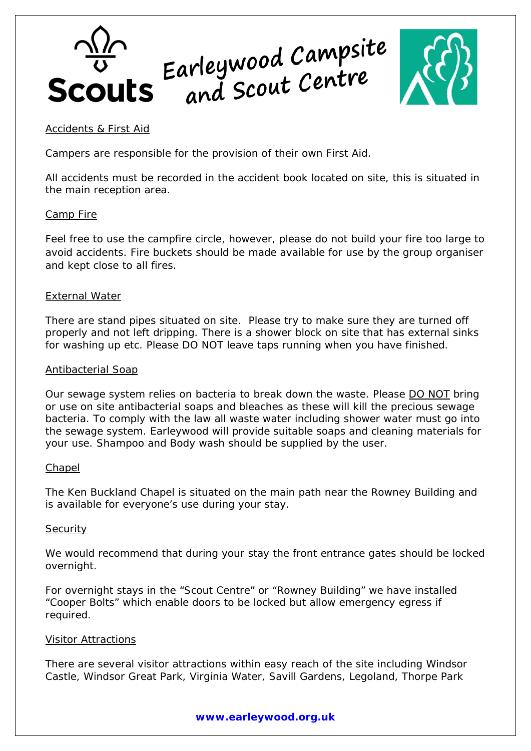# Earleywood Campsite and Scout Centre

Accidents & First Aid

Campers are responsible for the provision of their own First Aid.

All accidents must be recorded in the accident book located on site, this is situated in the main reception area.

Camp Fire

Feel free to use the campfire circle, however, please do not build your fire too large to avoid accidents. Fire buckets should be made available for use by the group organiser and kept close to all fires.

External Water

There are stand pipes situated on site. Please try to make sure they are turned off properly and not left dripping. There is a shower block on site that has external sinks for washing up etc. Please DO NOT leave taps running when you have finished.

Antibacterial Soap

Our sewage system relies on bacteria to break down the waste. Please DO NOT bring or use on site antibacterial soaps and bleaches as these will kill the precious sewage bacteria. To comply with the law all waste water including shower water must go into the sewage system. Earleywood will provide suitable soaps and cleaning materials for your use. Shampoo and Body wash should be supplied by the user.

Chapel

The Ken Buckland Chapel is situated on the main path near the Rowney Building and is available for everyone's use during your stay.

Security

We would recommend that during your stay the front entrance gates should be locked overnight.

For overnight stays in the "Scout Centre" or "Rowney Building" we have installed "Cooper Bolts" which enable doors to be locked but allow emergency egress if required.

Visitor Attractions

There are several visitor attractions within easy reach of the site including Windsor Castle, Windsor Great Park, Virginia Water, Savill Gardens, Legoland, Thorpe Park

**www.earleywood.org.uk**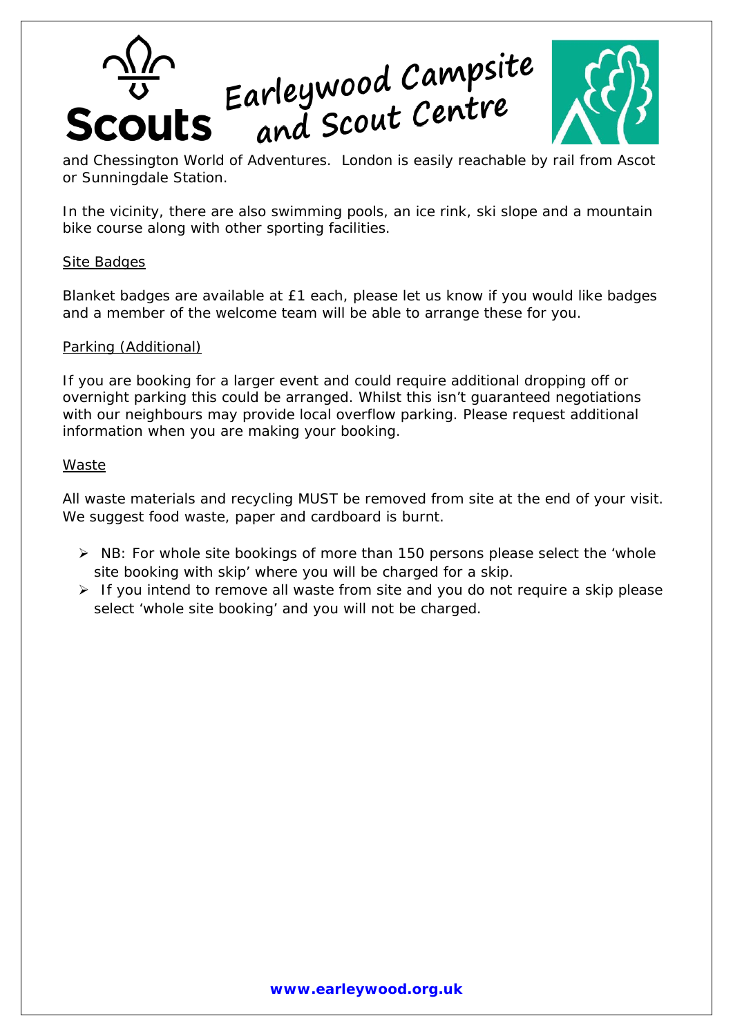and Chessington World of Adventures. London is easily reachable by rail from Ascot or Sunningdale Station.

In the vicinity, there are also swimming pools, an ice rink, ski slope and a mountain bike course along with other sporting facilities.

## Site Badges

Blanket badges are available at £1 each, please let us know if you would like badges and a member of the welcome team will be able to arrange these for you.

## Parking (Additional)

If you are booking for a larger event and could require additional dropping off or overnight parking this could be arranged. Whilst this isn't guaranteed negotiations with our neighbours may provide local overflow parking. Please request additional information when you are making your booking.

## Waste

All waste materials and recycling MUST be removed from site at the end of your visit. We suggest food waste, paper and cardboard is burnt.

- NB: For whole site bookings of more than 150 persons please select the 'whole site booking with skip' where you will be charged for a skip.
- If you intend to remove all waste from site and you do not require a skip please select 'whole site booking' and you will not be charged.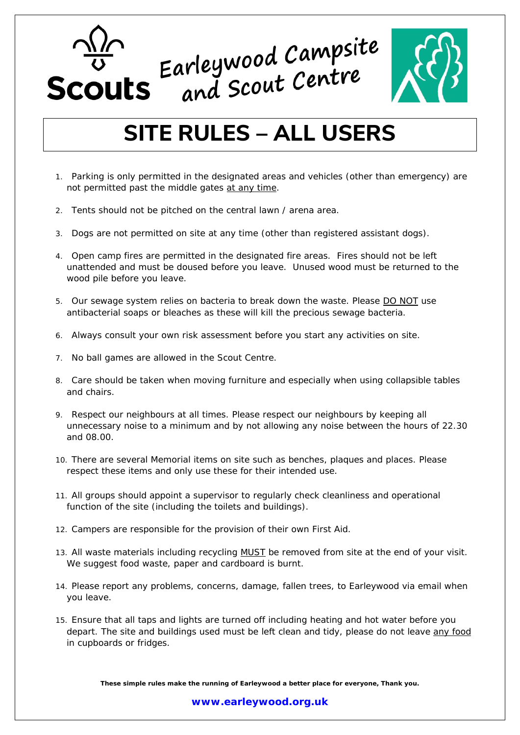Scouts

Earleywood Campsite and Scout Centre

# SITE RULES – ALL USERS

1. Parking is only permitted in the designated areas and vehicles (other than emergency) are not permitted past the middle gates <u>at any time</u>.
2. Tents should not be pitched on the central lawn / arena area.
3. Dogs are not permitted on site at any time (other than registered assistant dogs).
4. Open camp fires are permitted in the designated fire areas. Fires should not be left unattended and must be doused before you leave. Unused wood must be returned to the wood pile before you leave.
5. Our sewage system relies on bacteria to break down the waste. Please <u>DO NOT</u> use antibacterial soaps or bleaches as these will kill the precious sewage bacteria.
6. Always consult your own risk assessment before you start any activities on site.
7. No ball games are allowed in the Scout Centre.
8. Care should be taken when moving furniture and especially when using collapsible tables and chairs.
9. Respect our neighbours at all times. Please respect our neighbours by keeping all unnecessary noise to a minimum and by not allowing any noise between the hours of 22.30 and 08.00.
10. There are several Memorial items on site such as benches, plaques and places. Please respect these items and only use these for their intended use.
11. All groups should appoint a supervisor to regularly check cleanliness and operational function of the site (including the toilets and buildings).
12. Campers are responsible for the provision of their own First Aid.
13. All waste materials including recycling <u>MUST</u> be removed from site at the end of your visit. We suggest food waste, paper and cardboard is burnt.
14. Please report any problems, concerns, damage, fallen trees, to Earleywood via email when you leave.
15. Ensure that all taps and lights are turned off including heating and hot water before you depart. The site and buildings used must be left clean and tidy, please do not leave <u>any food</u> in cupboards or fridges.

**These simple rules make the running of Earleywood a better place for everyone, Thank you.**

**www.earleywood.org.uk**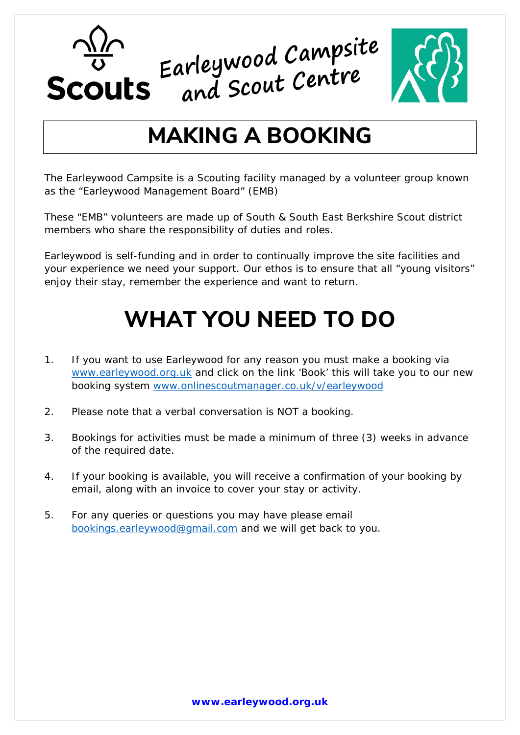Earleywood Campsite and Scout Centre

# MAKING A BOOKING

The Earleywood Campsite is a Scouting facility managed by a volunteer group known as the "Earleywood Management Board" (EMB)

These "EMB" volunteers are made up of South & South East Berkshire Scout district members who share the responsibility of duties and roles.

Earleywood is self-funding and in order to continually improve the site facilities and your experience we need your support. Our ethos is to ensure that all "young visitors" enjoy their stay, remember the experience and want to return.

# WHAT YOU NEED TO DO

1. If you want to use Earleywood for any reason you must make a booking via www.earleywood.org.uk and click on the link 'Book' this will take you to our new booking system www.onlinescoutmanager.co.uk/v/earleywood

2. Please note that a verbal conversation is NOT a booking.

3. Bookings for activities must be made a minimum of three (3) weeks in advance of the required date.

4. If your booking is available, you will receive a confirmation of your booking by email, along with an invoice to cover your stay or activity.

5. For any queries or questions you may have please email bookings.earleywood@gmail.com and we will get back to you.

**www.earleywood.org.uk**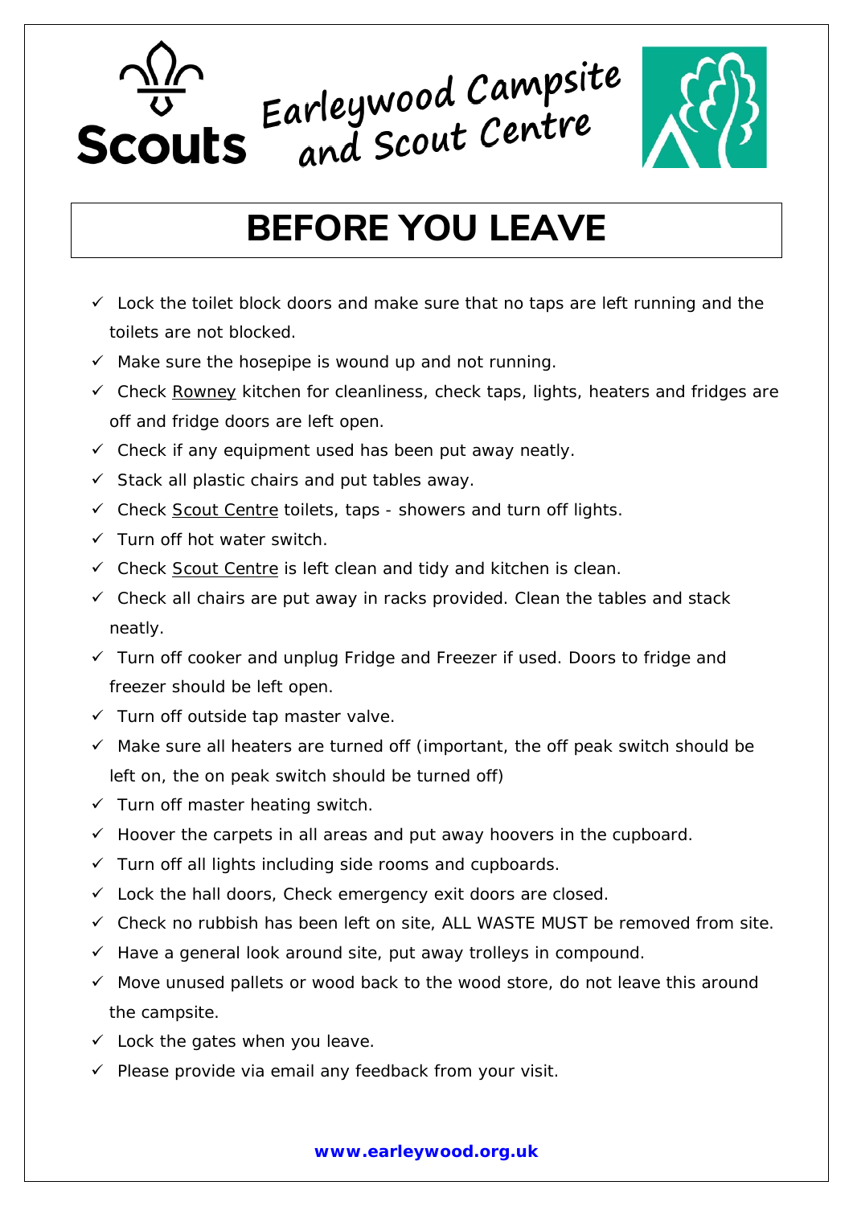Scouts

Earleywood Campsite and Scout Centre

# BEFORE YOU LEAVE

- ✓ Lock the toilet block doors and make sure that no taps are left running and the toilets are not blocked.
- ✓ Make sure the hosepipe is wound up and not running.
- ✓ Check <u>Rowney</u> kitchen for cleanliness, check taps, lights, heaters and fridges are off and fridge doors are left open.
- ✓ Check if any equipment used has been put away neatly.
- ✓ Stack all plastic chairs and put tables away.
- ✓ Check <u>Scout Centre</u> toilets, taps - showers and turn off lights.
- ✓ Turn off hot water switch.
- ✓ Check <u>Scout Centre</u> is left clean and tidy and kitchen is clean.
- ✓ Check all chairs are put away in racks provided. Clean the tables and stack neatly.
- ✓ Turn off cooker and unplug Fridge and Freezer if used. Doors to fridge and freezer should be left open.
- ✓ Turn off outside tap master valve.
- ✓ Make sure all heaters are turned off (important, the off peak switch should be left on, the on peak switch should be turned off)
- ✓ Turn off master heating switch.
- ✓ Hoover the carpets in all areas and put away hoovers in the cupboard.
- ✓ Turn off all lights including side rooms and cupboards.
- ✓ Lock the hall doors, Check emergency exit doors are closed.
- ✓ Check no rubbish has been left on site, ALL WASTE MUST be removed from site.
- ✓ Have a general look around site, put away trolleys in compound.
- ✓ Move unused pallets or wood back to the wood store, do not leave this around the campsite.
- ✓ Lock the gates when you leave.
- ✓ Please provide via email any feedback from your visit.

**www.earleywood.org.uk**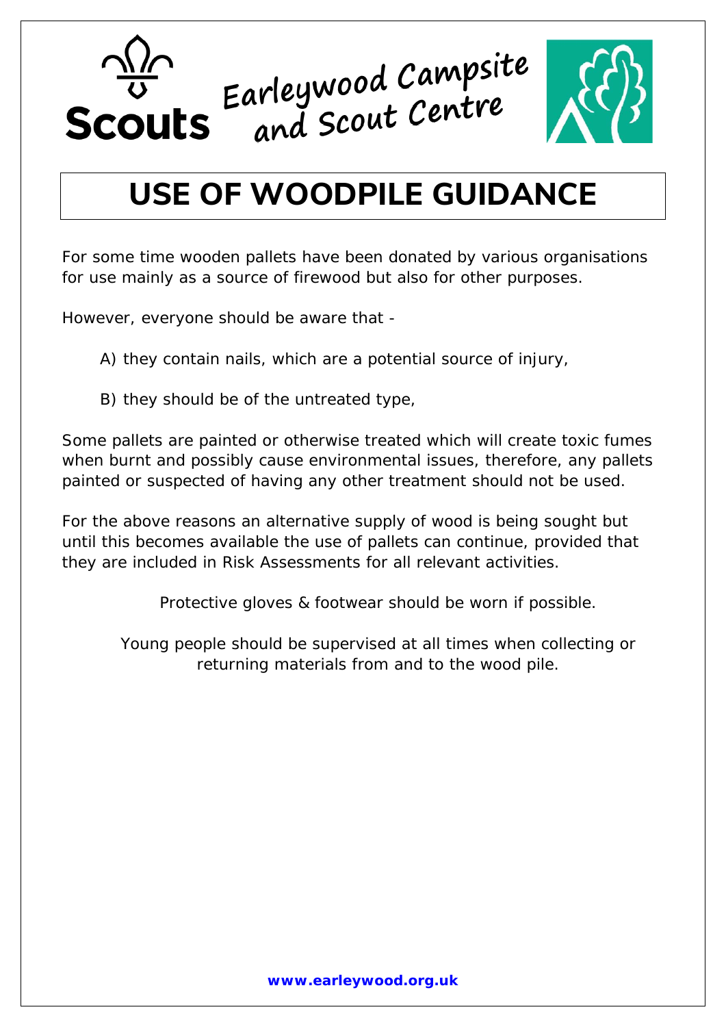Scouts

Earleywood Campsite and Scout Centre

# USE OF WOODPILE GUIDANCE

For some time wooden pallets have been donated by various organisations for use mainly as a source of firewood but also for other purposes.

However, everyone should be aware that -

A) they contain nails, which are a potential source of injury,

B) they should be of the untreated type,

Some pallets are painted or otherwise treated which will create toxic fumes when burnt and possibly cause environmental issues, therefore, any pallets painted or suspected of having any other treatment should not be used.

For the above reasons an alternative supply of wood is being sought but until this becomes available the use of pallets can continue, provided that they are included in Risk Assessments for all relevant activities.

Protective gloves & footwear should be worn if possible.

Young people should be supervised at all times when collecting or returning materials from and to the wood pile.

**www.earleywood.org.uk**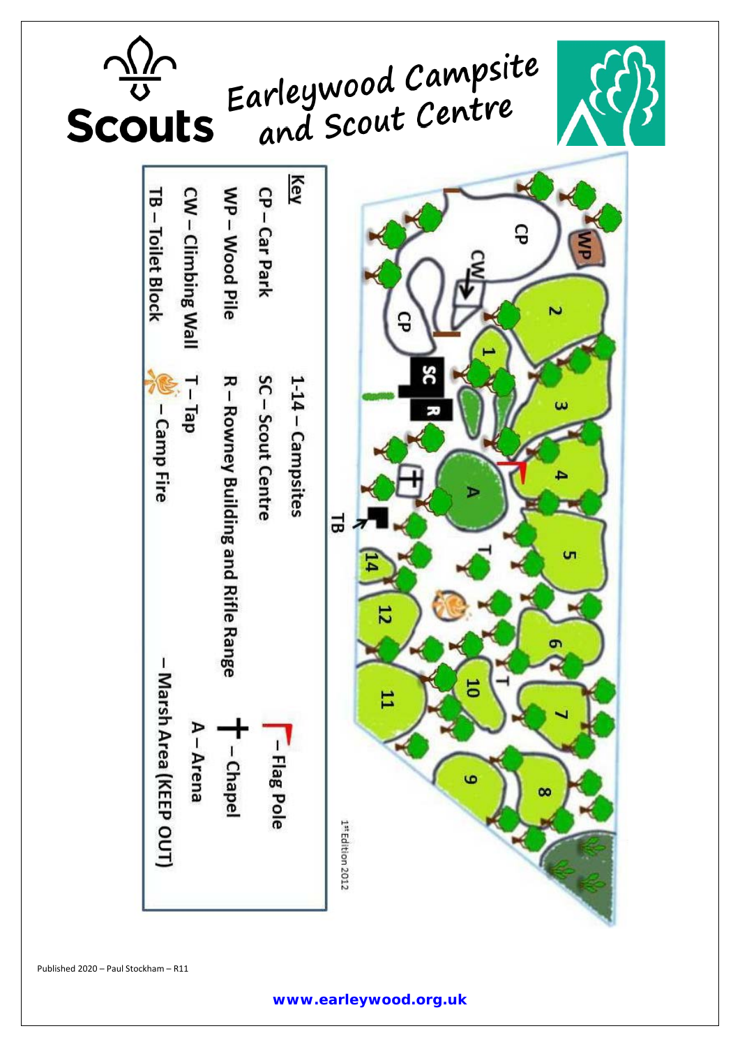# Earleywood Campsite and Scout Centre

Scouts

CP
WP
CW
CP
2
1
SC
R
3
4
A
TB
14
T
5
12
6
10
T
11
7
9
8

1st Edition 2012

**Key**

CP – Car Park

WP – Wood Pile

CW – Climbing Wall

TB – Toilet Block

1-14 – Campsites

SC – Scout Centre

R – Rowney Building and Rifle Range

T – Tap

– Camp Fire

– Flag Pole

– Chapel

A – Arena

– Marsh Area (KEEP OUT)

Published 2020 – Paul Stockham – R11

**www.earleywood.org.uk**